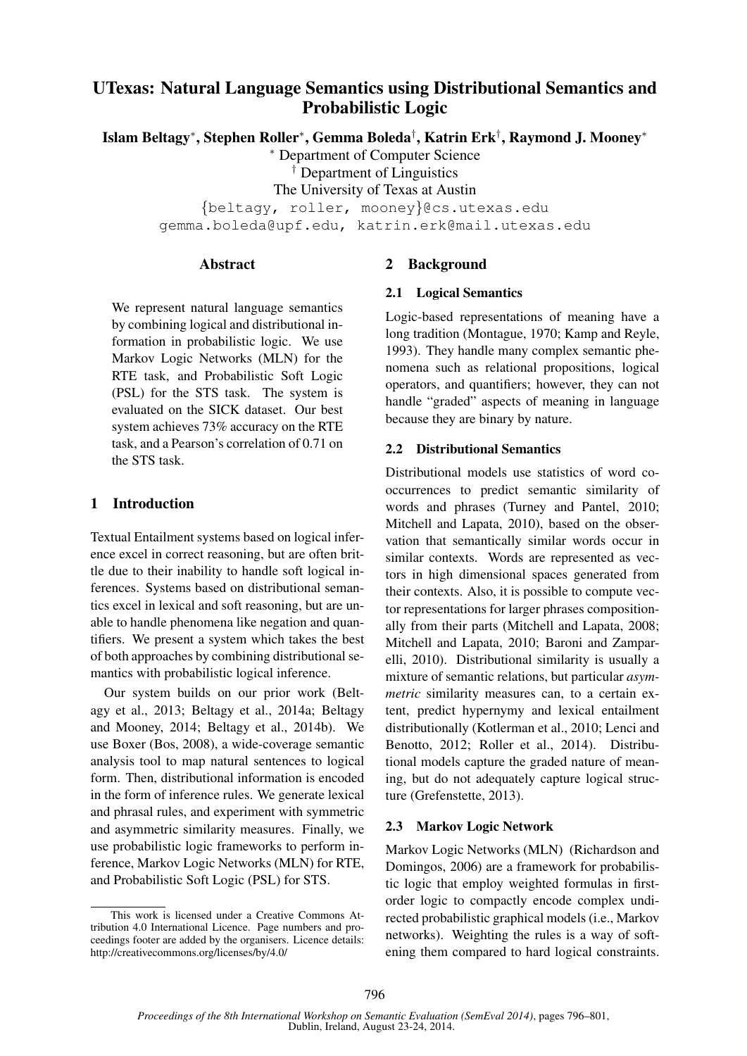# UTexas: Natural Language Semantics using Distributional Semantics and Probabilistic Logic

**Islam Beltagy[*], Stephen Roller[*], Gemma Boleda[†], Katrin Erk[†], Raymond J. Mooney[*]**

[*] Department of Computer Science
[†] Department of Linguistics
The University of Texas at Austin

{beltagy, roller, mooney}@cs.utexas.edu
gemma.boleda@upf.edu, katrin.erk@mail.utexas.edu

## Abstract

We represent natural language semantics by combining logical and distributional information in probabilistic logic. We use Markov Logic Networks (MLN) for the RTE task, and Probabilistic Soft Logic (PSL) for the STS task. The system is evaluated on the SICK dataset. Our best system achieves 73% accuracy on the RTE task, and a Pearson's correlation of 0.71 on the STS task.

## 1 Introduction

Textual Entailment systems based on logical inference excel in correct reasoning, but are often brittle due to their inability to handle soft logical inferences. Systems based on distributional semantics excel in lexical and soft reasoning, but are unable to handle phenomena like negation and quantifiers. We present a system which takes the best of both approaches by combining distributional semantics with probabilistic logical inference.

Our system builds on our prior work (Beltagy et al., 2013; Beltagy et al., 2014a; Beltagy and Mooney, 2014; Beltagy et al., 2014b). We use Boxer (Bos, 2008), a wide-coverage semantic analysis tool to map natural sentences to logical form. Then, distributional information is encoded in the form of inference rules. We generate lexical and phrasal rules, and experiment with symmetric and asymmetric similarity measures. Finally, we use probabilistic logic frameworks to perform inference, Markov Logic Networks (MLN) for RTE, and Probabilistic Soft Logic (PSL) for STS.

This work is licensed under a Creative Commons Attribution 4.0 International Licence. Page numbers and proceedings footer are added by the organisers. Licence details: http://creativecommons.org/licenses/by/4.0/

## 2 Background

### 2.1 Logical Semantics

Logic-based representations of meaning have a long tradition (Montague, 1970; Kamp and Reyle, 1993). They handle many complex semantic phenomena such as relational propositions, logical operators, and quantifiers; however, they can not handle "graded" aspects of meaning in language because they are binary by nature.

### 2.2 Distributional Semantics

Distributional models use statistics of word co-occurrences to predict semantic similarity of words and phrases (Turney and Pantel, 2010; Mitchell and Lapata, 2010), based on the observation that semantically similar words occur in similar contexts. Words are represented as vectors in high dimensional spaces generated from their contexts. Also, it is possible to compute vector representations for larger phrases compositionally from their parts (Mitchell and Lapata, 2008; Mitchell and Lapata, 2010; Baroni and Zamparelli, 2010). Distributional similarity is usually a mixture of semantic relations, but particular *asymmetric* similarity measures can, to a certain extent, predict hypernymy and lexical entailment distributionally (Kotlerman et al., 2010; Lenci and Benotto, 2012; Roller et al., 2014). Distributional models capture the graded nature of meaning, but do not adequately capture logical structure (Grefenstette, 2013).

### 2.3 Markov Logic Network

Markov Logic Networks (MLN) (Richardson and Domingos, 2006) are a framework for probabilistic logic that employ weighted formulas in first-order logic to compactly encode complex undirected probabilistic graphical models (i.e., Markov networks). Weighting the rules is a way of softening them compared to hard logical constraints.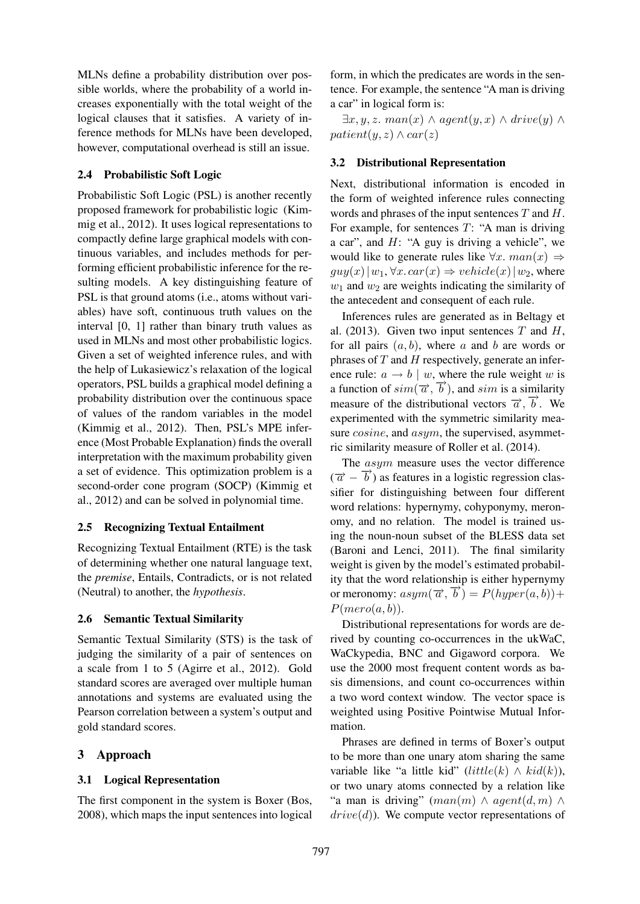MLNs define a probability distribution over possible worlds, where the probability of a world increases exponentially with the total weight of the logical clauses that it satisfies. A variety of inference methods for MLNs have been developed, however, computational overhead is still an issue.

### 2.4 Probabilistic Soft Logic

Probabilistic Soft Logic (PSL) is another recently proposed framework for probabilistic logic (Kimmig et al., 2012). It uses logical representations to compactly define large graphical models with continuous variables, and includes methods for performing efficient probabilistic inference for the resulting models. A key distinguishing feature of PSL is that ground atoms (i.e., atoms without variables) have soft, continuous truth values on the interval [0, 1] rather than binary truth values as used in MLNs and most other probabilistic logics. Given a set of weighted inference rules, and with the help of Lukasiewicz's relaxation of the logical operators, PSL builds a graphical model defining a probability distribution over the continuous space of values of the random variables in the model (Kimmig et al., 2012). Then, PSL's MPE inference (Most Probable Explanation) finds the overall interpretation with the maximum probability given a set of evidence. This optimization problem is a second-order cone program (SOCP) (Kimmig et al., 2012) and can be solved in polynomial time.

### 2.5 Recognizing Textual Entailment

Recognizing Textual Entailment (RTE) is the task of determining whether one natural language text, the *premise*, Entails, Contradicts, or is not related (Neutral) to another, the *hypothesis*.

### 2.6 Semantic Textual Similarity

Semantic Textual Similarity (STS) is the task of judging the similarity of a pair of sentences on a scale from 1 to 5 (Agirre et al., 2012). Gold standard scores are averaged over multiple human annotations and systems are evaluated using the Pearson correlation between a system's output and gold standard scores.

## 3 Approach

### 3.1 Logical Representation

The first component in the system is Boxer (Bos, 2008), which maps the input sentences into logical form, in which the predicates are words in the sentence. For example, the sentence "A man is driving a car" in logical form is:

$\exists x, y, z.\ man(x) \wedge agent(y, x) \wedge drive(y) \wedge patient(y, z) \wedge car(z)$

### 3.2 Distributional Representation

Next, distributional information is encoded in the form of weighted inference rules connecting words and phrases of the input sentences $T$ and $H$. For example, for sentences $T$: "A man is driving a car", and $H$: "A guy is driving a vehicle", we would like to generate rules like $\forall x.\ man(x) \Rightarrow guy(x) \,|\, w_1, \forall x.\ car(x) \Rightarrow vehicle(x) \,|\, w_2$, where $w_1$ and $w_2$ are weights indicating the similarity of the antecedent and consequent of each rule.

Inferences rules are generated as in Beltagy et al. (2013). Given two input sentences $T$ and $H$, for all pairs $(a, b)$, where $a$ and $b$ are words or phrases of $T$ and $H$ respectively, generate an inference rule: $a \rightarrow b \mid w$, where the rule weight $w$ is a function of $sim(\overrightarrow{a}, \overrightarrow{b})$, and $sim$ is a similarity measure of the distributional vectors $\overrightarrow{a}, \overrightarrow{b}$. We experimented with the symmetric similarity measure $cosine$, and $asym$, the supervised, asymmetric similarity measure of Roller et al. (2014).

The $asym$ measure uses the vector difference $(\overrightarrow{a} - \overrightarrow{b})$ as features in a logistic regression classifier for distinguishing between four different word relations: hypernymy, cohyponymy, meronomy, and no relation. The model is trained using the noun-noun subset of the BLESS data set (Baroni and Lenci, 2011). The final similarity weight is given by the model's estimated probability that the word relationship is either hypernymy or meronomy: $asym(\overrightarrow{a}, \overrightarrow{b}) = P(hyper(a, b)) + P(mero(a, b))$.

Distributional representations for words are derived by counting co-occurrences in the ukWaC, WaCkypedia, BNC and Gigaword corpora. We use the 2000 most frequent content words as basis dimensions, and count co-occurrences within a two word context window. The vector space is weighted using Positive Pointwise Mutual Information.

Phrases are defined in terms of Boxer's output to be more than one unary atom sharing the same variable like "a little kid" ($little(k) \wedge kid(k)$), or two unary atoms connected by a relation like "a man is driving" ($man(m) \wedge agent(d, m) \wedge drive(d)$). We compute vector representations of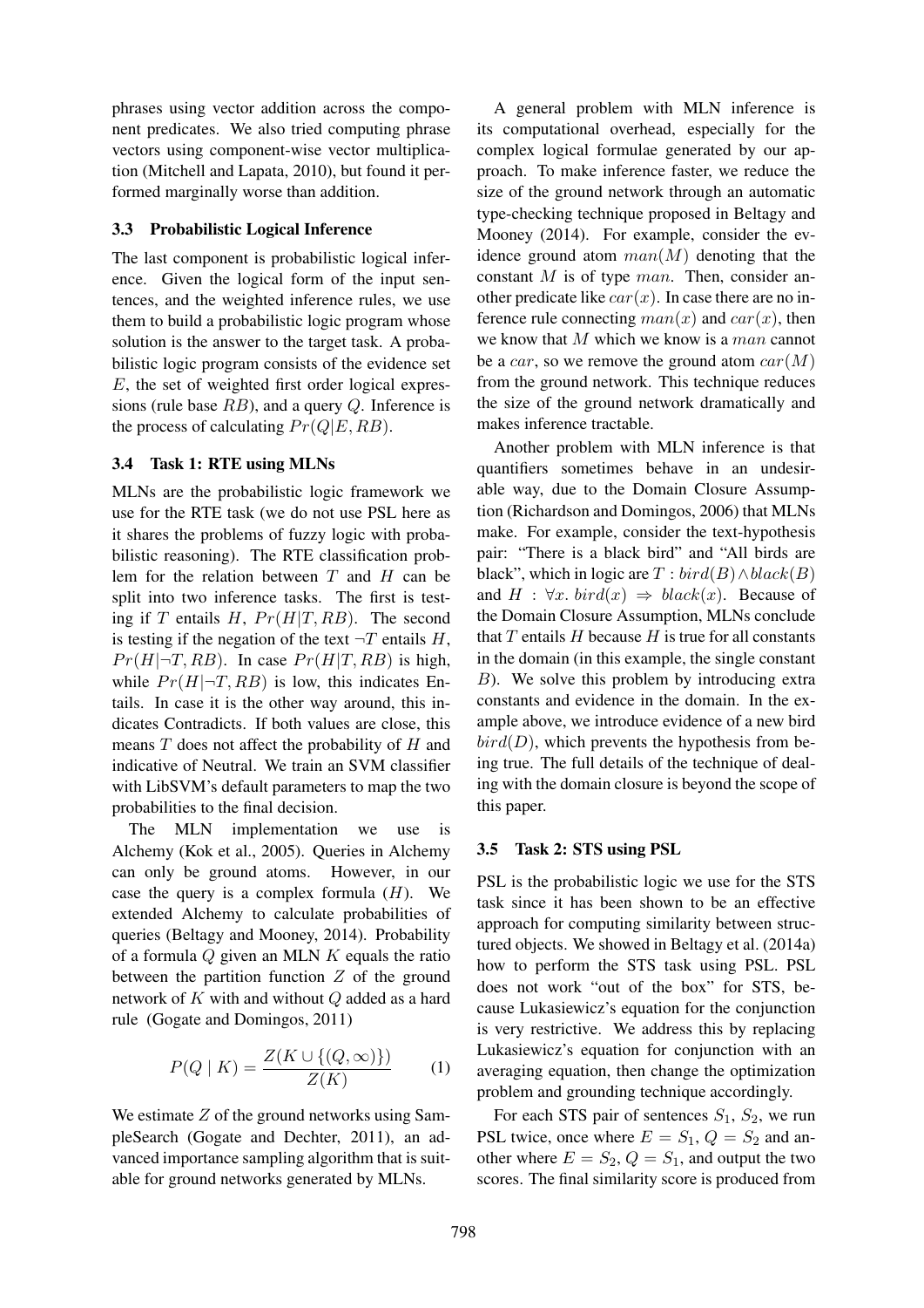phrases using vector addition across the component predicates. We also tried computing phrase vectors using component-wise vector multiplication (Mitchell and Lapata, 2010), but found it performed marginally worse than addition.

### 3.3 Probabilistic Logical Inference

The last component is probabilistic logical inference. Given the logical form of the input sentences, and the weighted inference rules, we use them to build a probabilistic logic program whose solution is the answer to the target task. A probabilistic logic program consists of the evidence set $E$, the set of weighted first order logical expressions (rule base $RB$), and a query $Q$. Inference is the process of calculating $Pr(Q|E, RB)$.

### 3.4 Task 1: RTE using MLNs

MLNs are the probabilistic logic framework we use for the RTE task (we do not use PSL here as it shares the problems of fuzzy logic with probabilistic reasoning). The RTE classification problem for the relation between $T$ and $H$ can be split into two inference tasks. The first is testing if $T$ entails $H$, $Pr(H|T, RB)$. The second is testing if the negation of the text $\neg T$ entails $H$, $Pr(H|\neg T, RB)$. In case $Pr(H|T, RB)$ is high, while $Pr(H|\neg T, RB)$ is low, this indicates Entails. In case it is the other way around, this indicates Contradicts. If both values are close, this means $T$ does not affect the probability of $H$ and indicative of Neutral. We train an SVM classifier with LibSVM's default parameters to map the two probabilities to the final decision.

The MLN implementation we use is Alchemy (Kok et al., 2005). Queries in Alchemy can only be ground atoms. However, in our case the query is a complex formula ($H$). We extended Alchemy to calculate probabilities of queries (Beltagy and Mooney, 2014). Probability of a formula $Q$ given an MLN $K$ equals the ratio between the partition function $Z$ of the ground network of $K$ with and without $Q$ added as a hard rule (Gogate and Domingos, 2011)

$$P(Q \mid K) = \frac{Z(K \cup \{(Q, \infty)\})}{Z(K)} \qquad (1)$$

We estimate $Z$ of the ground networks using SampleSearch (Gogate and Dechter, 2011), an advanced importance sampling algorithm that is suitable for ground networks generated by MLNs.

A general problem with MLN inference is its computational overhead, especially for the complex logical formulae generated by our approach. To make inference faster, we reduce the size of the ground network through an automatic type-checking technique proposed in Beltagy and Mooney (2014). For example, consider the evidence ground atom $man(M)$ denoting that the constant $M$ is of type $man$. Then, consider another predicate like $car(x)$. In case there are no inference rule connecting $man(x)$ and $car(x)$, then we know that $M$ which we know is a $man$ cannot be a $car$, so we remove the ground atom $car(M)$ from the ground network. This technique reduces the size of the ground network dramatically and makes inference tractable.

Another problem with MLN inference is that quantifiers sometimes behave in an undesirable way, due to the Domain Closure Assumption (Richardson and Domingos, 2006) that MLNs make. For example, consider the text-hypothesis pair: "There is a black bird" and "All birds are black", which in logic are $T : bird(B) \wedge black(B)$ and $H : \forall x.\ bird(x) \Rightarrow black(x)$. Because of the Domain Closure Assumption, MLNs conclude that $T$ entails $H$ because $H$ is true for all constants in the domain (in this example, the single constant $B$). We solve this problem by introducing extra constants and evidence in the domain. In the example above, we introduce evidence of a new bird $bird(D)$, which prevents the hypothesis from being true. The full details of the technique of dealing with the domain closure is beyond the scope of this paper.

### 3.5 Task 2: STS using PSL

PSL is the probabilistic logic we use for the STS task since it has been shown to be an effective approach for computing similarity between structured objects. We showed in Beltagy et al. (2014a) how to perform the STS task using PSL. PSL does not work "out of the box" for STS, because Lukasiewicz's equation for the conjunction is very restrictive. We address this by replacing Lukasiewicz's equation for conjunction with an averaging equation, then change the optimization problem and grounding technique accordingly.

For each STS pair of sentences $S_1$, $S_2$, we run PSL twice, once where $E = S_1$, $Q = S_2$ and another where $E = S_2$, $Q = S_1$, and output the two scores. The final similarity score is produced from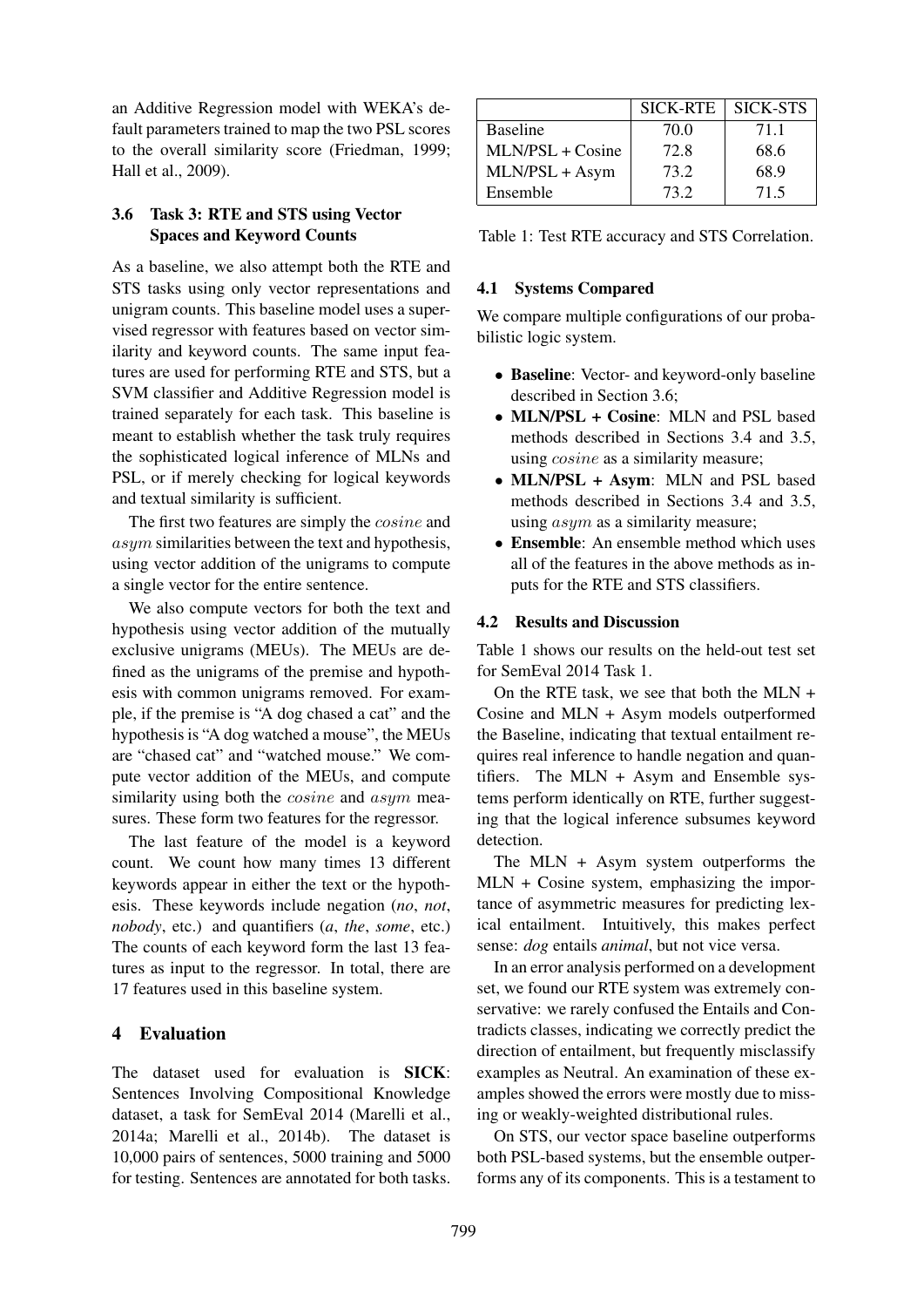an Additive Regression model with WEKA's default parameters trained to map the two PSL scores to the overall similarity score (Friedman, 1999; Hall et al., 2009).

### 3.6 Task 3: RTE and STS using Vector Spaces and Keyword Counts

As a baseline, we also attempt both the RTE and STS tasks using only vector representations and unigram counts. This baseline model uses a supervised regressor with features based on vector similarity and keyword counts. The same input features are used for performing RTE and STS, but a SVM classifier and Additive Regression model is trained separately for each task. This baseline is meant to establish whether the task truly requires the sophisticated logical inference of MLNs and PSL, or if merely checking for logical keywords and textual similarity is sufficient.

The first two features are simply the $cosine$ and $asym$ similarities between the text and hypothesis, using vector addition of the unigrams to compute a single vector for the entire sentence.

We also compute vectors for both the text and hypothesis using vector addition of the mutually exclusive unigrams (MEUs). The MEUs are defined as the unigrams of the premise and hypothesis with common unigrams removed. For example, if the premise is "A dog chased a cat" and the hypothesis is "A dog watched a mouse", the MEUs are "chased cat" and "watched mouse." We compute vector addition of the MEUs, and compute similarity using both the $cosine$ and $asym$ measures. These form two features for the regressor.

The last feature of the model is a keyword count. We count how many times 13 different keywords appear in either the text or the hypothesis. These keywords include negation (*no*, *not*, *nobody*, etc.) and quantifiers (*a*, *the*, *some*, etc.) The counts of each keyword form the last 13 features as input to the regressor. In total, there are 17 features used in this baseline system.

## 4 Evaluation

The dataset used for evaluation is **SICK**: Sentences Involving Compositional Knowledge dataset, a task for SemEval 2014 (Marelli et al., 2014a; Marelli et al., 2014b). The dataset is 10,000 pairs of sentences, 5000 training and 5000 for testing. Sentences are annotated for both tasks.

| | SICK-RTE | SICK-STS |
|---|---|---|
| Baseline | 70.0 | 71.1 |
| MLN/PSL + Cosine | 72.8 | 68.6 |
| MLN/PSL + Asym | 73.2 | 68.9 |
| Ensemble | 73.2 | 71.5 |

Table 1: Test RTE accuracy and STS Correlation.

### 4.1 Systems Compared

We compare multiple configurations of our probabilistic logic system.

- **Baseline**: Vector- and keyword-only baseline described in Section 3.6;
- **MLN/PSL + Cosine**: MLN and PSL based methods described in Sections 3.4 and 3.5, using $cosine$ as a similarity measure;
- **MLN/PSL + Asym**: MLN and PSL based methods described in Sections 3.4 and 3.5, using $asym$ as a similarity measure;
- **Ensemble**: An ensemble method which uses all of the features in the above methods as inputs for the RTE and STS classifiers.

### 4.2 Results and Discussion

Table 1 shows our results on the held-out test set for SemEval 2014 Task 1.

On the RTE task, we see that both the MLN + Cosine and MLN + Asym models outperformed the Baseline, indicating that textual entailment requires real inference to handle negation and quantifiers. The MLN + Asym and Ensemble systems perform identically on RTE, further suggesting that the logical inference subsumes keyword detection.

The MLN + Asym system outperforms the MLN + Cosine system, emphasizing the importance of asymmetric measures for predicting lexical entailment. Intuitively, this makes perfect sense: *dog* entails *animal*, but not vice versa.

In an error analysis performed on a development set, we found our RTE system was extremely conservative: we rarely confused the Entails and Contradicts classes, indicating we correctly predict the direction of entailment, but frequently misclassify examples as Neutral. An examination of these examples showed the errors were mostly due to missing or weakly-weighted distributional rules.

On STS, our vector space baseline outperforms both PSL-based systems, but the ensemble outperforms any of its components. This is a testament to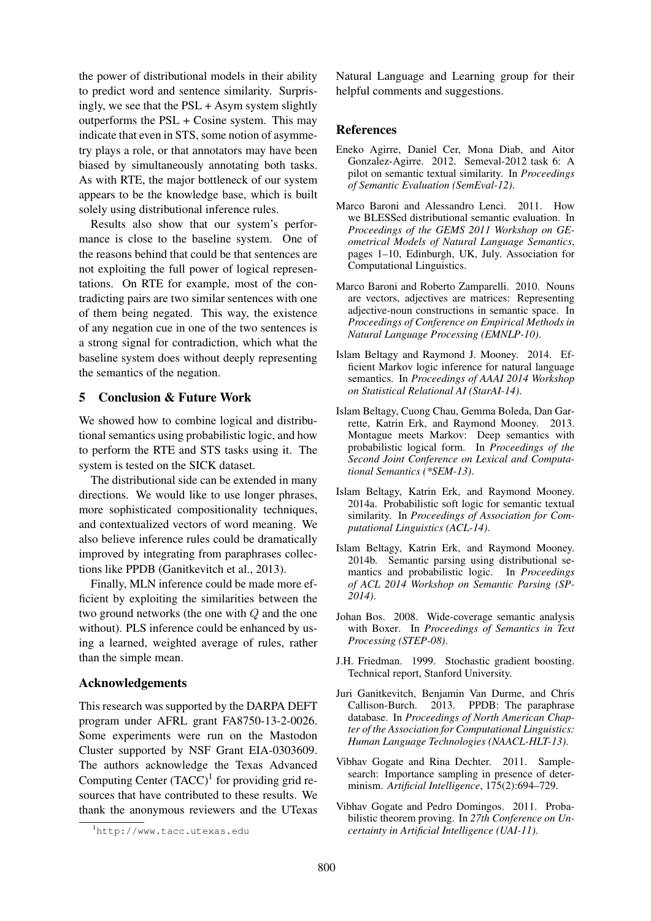the power of distributional models in their ability to predict word and sentence similarity. Surprisingly, we see that the PSL + Asym system slightly outperforms the PSL + Cosine system. This may indicate that even in STS, some notion of asymmetry plays a role, or that annotators may have been biased by simultaneously annotating both tasks. As with RTE, the major bottleneck of our system appears to be the knowledge base, which is built solely using distributional inference rules.

Results also show that our system's performance is close to the baseline system. One of the reasons behind that could be that sentences are not exploiting the full power of logical representations. On RTE for example, most of the contradicting pairs are two similar sentences with one of them being negated. This way, the existence of any negation cue in one of the two sentences is a strong signal for contradiction, which what the baseline system does without deeply representing the semantics of the negation.

## 5 Conclusion & Future Work

We showed how to combine logical and distributional semantics using probabilistic logic, and how to perform the RTE and STS tasks using it. The system is tested on the SICK dataset.

The distributional side can be extended in many directions. We would like to use longer phrases, more sophisticated compositionality techniques, and contextualized vectors of word meaning. We also believe inference rules could be dramatically improved by integrating from paraphrases collections like PPDB (Ganitkevitch et al., 2013).

Finally, MLN inference could be made more efficient by exploiting the similarities between the two ground networks (the one with $Q$ and the one without). PLS inference could be enhanced by using a learned, weighted average of rules, rather than the simple mean.

## Acknowledgements

This research was supported by the DARPA DEFT program under AFRL grant FA8750-13-2-0026. Some experiments were run on the Mastodon Cluster supported by NSF Grant EIA-0303609. The authors acknowledge the Texas Advanced Computing Center (TACC)[1] for providing grid resources that have contributed to these results. We thank the anonymous reviewers and the UTexas Natural Language and Learning group for their helpful comments and suggestions.

[1] http://www.tacc.utexas.edu

## References

Eneko Agirre, Daniel Cer, Mona Diab, and Aitor Gonzalez-Agirre. 2012. Semeval-2012 task 6: A pilot on semantic textual similarity. In *Proceedings of Semantic Evaluation (SemEval-12)*.

Marco Baroni and Alessandro Lenci. 2011. How we BLESSed distributional semantic evaluation. In *Proceedings of the GEMS 2011 Workshop on GEometrical Models of Natural Language Semantics*, pages 1–10, Edinburgh, UK, July. Association for Computational Linguistics.

Marco Baroni and Roberto Zamparelli. 2010. Nouns are vectors, adjectives are matrices: Representing adjective-noun constructions in semantic space. In *Proceedings of Conference on Empirical Methods in Natural Language Processing (EMNLP-10)*.

Islam Beltagy and Raymond J. Mooney. 2014. Efficient Markov logic inference for natural language semantics. In *Proceedings of AAAI 2014 Workshop on Statistical Relational AI (StarAI-14)*.

Islam Beltagy, Cuong Chau, Gemma Boleda, Dan Garrette, Katrin Erk, and Raymond Mooney. 2013. Montague meets Markov: Deep semantics with probabilistic logical form. In *Proceedings of the Second Joint Conference on Lexical and Computational Semantics (*SEM-13)*.

Islam Beltagy, Katrin Erk, and Raymond Mooney. 2014a. Probabilistic soft logic for semantic textual similarity. In *Proceedings of Association for Computational Linguistics (ACL-14)*.

Islam Beltagy, Katrin Erk, and Raymond Mooney. 2014b. Semantic parsing using distributional semantics and probabilistic logic. In *Proceedings of ACL 2014 Workshop on Semantic Parsing (SP-2014)*.

Johan Bos. 2008. Wide-coverage semantic analysis with Boxer. In *Proceedings of Semantics in Text Processing (STEP-08)*.

J.H. Friedman. 1999. Stochastic gradient boosting. Technical report, Stanford University.

Juri Ganitkevitch, Benjamin Van Durme, and Chris Callison-Burch. 2013. PPDB: The paraphrase database. In *Proceedings of North American Chapter of the Association for Computational Linguistics: Human Language Technologies (NAACL-HLT-13)*.

Vibhav Gogate and Rina Dechter. 2011. Samplesearch: Importance sampling in presence of determinism. *Artificial Intelligence*, 175(2):694–729.

Vibhav Gogate and Pedro Domingos. 2011. Probabilistic theorem proving. In *27th Conference on Uncertainty in Artificial Intelligence (UAI-11)*.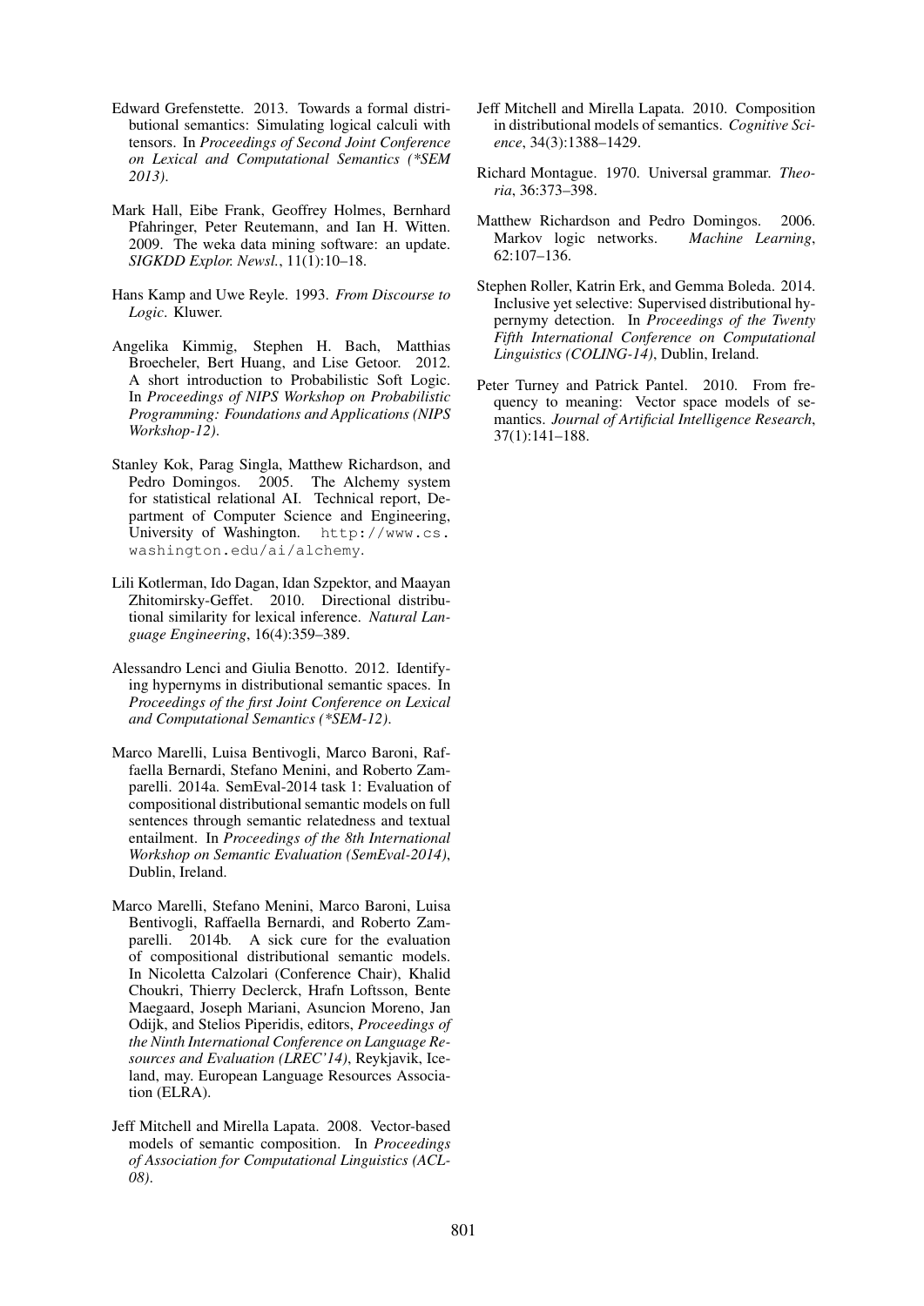Edward Grefenstette. 2013. Towards a formal distributional semantics: Simulating logical calculi with tensors. In *Proceedings of Second Joint Conference on Lexical and Computational Semantics (*SEM 2013)*.

Mark Hall, Eibe Frank, Geoffrey Holmes, Bernhard Pfahringer, Peter Reutemann, and Ian H. Witten. 2009. The weka data mining software: an update. *SIGKDD Explor. Newsl.*, 11(1):10–18.

Hans Kamp and Uwe Reyle. 1993. *From Discourse to Logic*. Kluwer.

Angelika Kimmig, Stephen H. Bach, Matthias Broecheler, Bert Huang, and Lise Getoor. 2012. A short introduction to Probabilistic Soft Logic. In *Proceedings of NIPS Workshop on Probabilistic Programming: Foundations and Applications (NIPS Workshop-12)*.

Stanley Kok, Parag Singla, Matthew Richardson, and Pedro Domingos. 2005. The Alchemy system for statistical relational AI. Technical report, Department of Computer Science and Engineering, University of Washington. `http://www.cs.washington.edu/ai/alchemy`.

Lili Kotlerman, Ido Dagan, Idan Szpektor, and Maayan Zhitomirsky-Geffet. 2010. Directional distributional similarity for lexical inference. *Natural Language Engineering*, 16(4):359–389.

Alessandro Lenci and Giulia Benotto. 2012. Identifying hypernyms in distributional semantic spaces. In *Proceedings of the first Joint Conference on Lexical and Computational Semantics (*SEM-12)*.

Marco Marelli, Luisa Bentivogli, Marco Baroni, Raffaella Bernardi, Stefano Menini, and Roberto Zamparelli. 2014a. SemEval-2014 task 1: Evaluation of compositional distributional semantic models on full sentences through semantic relatedness and textual entailment. In *Proceedings of the 8th International Workshop on Semantic Evaluation (SemEval-2014)*, Dublin, Ireland.

Marco Marelli, Stefano Menini, Marco Baroni, Luisa Bentivogli, Raffaella Bernardi, and Roberto Zamparelli. 2014b. A sick cure for the evaluation of compositional distributional semantic models. In Nicoletta Calzolari (Conference Chair), Khalid Choukri, Thierry Declerck, Hrafn Loftsson, Bente Maegaard, Joseph Mariani, Asuncion Moreno, Jan Odijk, and Stelios Piperidis, editors, *Proceedings of the Ninth International Conference on Language Resources and Evaluation (LREC'14)*, Reykjavik, Iceland, may. European Language Resources Association (ELRA).

Jeff Mitchell and Mirella Lapata. 2008. Vector-based models of semantic composition. In *Proceedings of Association for Computational Linguistics (ACL-08)*.

Jeff Mitchell and Mirella Lapata. 2010. Composition in distributional models of semantics. *Cognitive Science*, 34(3):1388–1429.

Richard Montague. 1970. Universal grammar. *Theoria*, 36:373–398.

Matthew Richardson and Pedro Domingos. 2006. Markov logic networks. *Machine Learning*, 62:107–136.

Stephen Roller, Katrin Erk, and Gemma Boleda. 2014. Inclusive yet selective: Supervised distributional hypernymy detection. In *Proceedings of the Twenty Fifth International Conference on Computational Linguistics (COLING-14)*, Dublin, Ireland.

Peter Turney and Patrick Pantel. 2010. From frequency to meaning: Vector space models of semantics. *Journal of Artificial Intelligence Research*, 37(1):141–188.